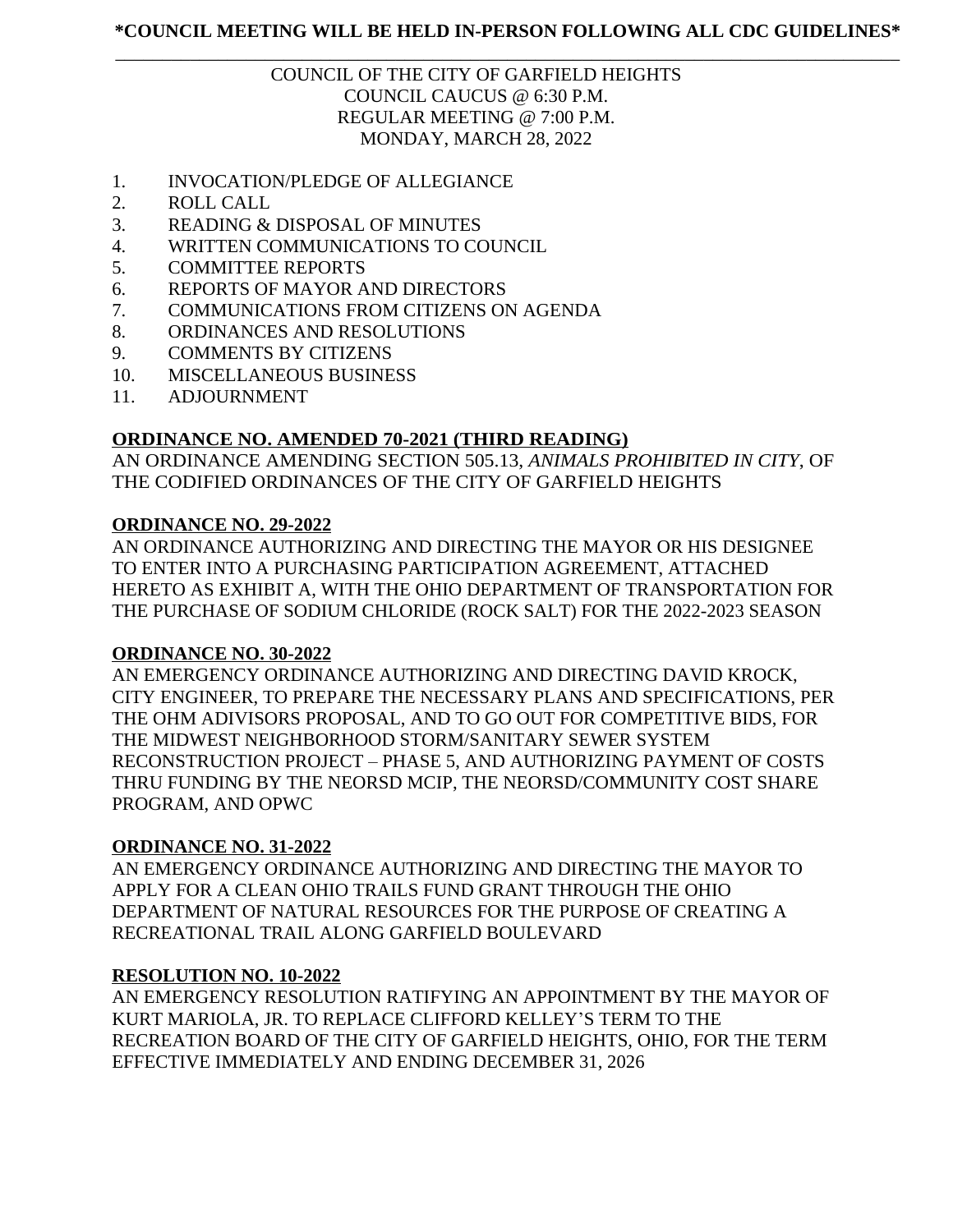**\*COUNCIL MEETING WILL BE HELD IN-PERSON FOLLOWING ALL CDC GUIDELINES\***

---

COUNCIL OF THE CITY OF GARFIELD HEIGHTS
COUNCIL CAUCUS @ 6:30 P.M.
REGULAR MEETING @ 7:00 P.M.
MONDAY, MARCH 28, 2022

1. INVOCATION/PLEDGE OF ALLEGIANCE
2. ROLL CALL
3. READING & DISPOSAL OF MINUTES
4. WRITTEN COMMUNICATIONS TO COUNCIL
5. COMMITTEE REPORTS
6. REPORTS OF MAYOR AND DIRECTORS
7. COMMUNICATIONS FROM CITIZENS ON AGENDA
8. ORDINANCES AND RESOLUTIONS
9. COMMENTS BY CITIZENS
10. MISCELLANEOUS BUSINESS
11. ADJOURNMENT

**ORDINANCE NO. AMENDED 70-2021 (THIRD READING)**
AN ORDINANCE AMENDING SECTION 505.13, *ANIMALS PROHIBITED IN CITY*, OF THE CODIFIED ORDINANCES OF THE CITY OF GARFIELD HEIGHTS

**ORDINANCE NO. 29-2022**
AN ORDINANCE AUTHORIZING AND DIRECTING THE MAYOR OR HIS DESIGNEE TO ENTER INTO A PURCHASING PARTICIPATION AGREEMENT, ATTACHED HERETO AS EXHIBIT A, WITH THE OHIO DEPARTMENT OF TRANSPORTATION FOR THE PURCHASE OF SODIUM CHLORIDE (ROCK SALT) FOR THE 2022-2023 SEASON

**ORDINANCE NO. 30-2022**
AN EMERGENCY ORDINANCE AUTHORIZING AND DIRECTING DAVID KROCK, CITY ENGINEER, TO PREPARE THE NECESSARY PLANS AND SPECIFICATIONS, PER THE OHM ADIVISORS PROPOSAL, AND TO GO OUT FOR COMPETITIVE BIDS, FOR THE MIDWEST NEIGHBORHOOD STORM/SANITARY SEWER SYSTEM RECONSTRUCTION PROJECT – PHASE 5, AND AUTHORIZING PAYMENT OF COSTS THRU FUNDING BY THE NEORSD MCIP, THE NEORSD/COMMUNITY COST SHARE PROGRAM, AND OPWC

**ORDINANCE NO. 31-2022**
AN EMERGENCY ORDINANCE AUTHORIZING AND DIRECTING THE MAYOR TO APPLY FOR A CLEAN OHIO TRAILS FUND GRANT THROUGH THE OHIO DEPARTMENT OF NATURAL RESOURCES FOR THE PURPOSE OF CREATING A RECREATIONAL TRAIL ALONG GARFIELD BOULEVARD

**RESOLUTION NO. 10-2022**
AN EMERGENCY RESOLUTION RATIFYING AN APPOINTMENT BY THE MAYOR OF KURT MARIOLA, JR. TO REPLACE CLIFFORD KELLEY'S TERM TO THE RECREATION BOARD OF THE CITY OF GARFIELD HEIGHTS, OHIO, FOR THE TERM EFFECTIVE IMMEDIATELY AND ENDING DECEMBER 31, 2026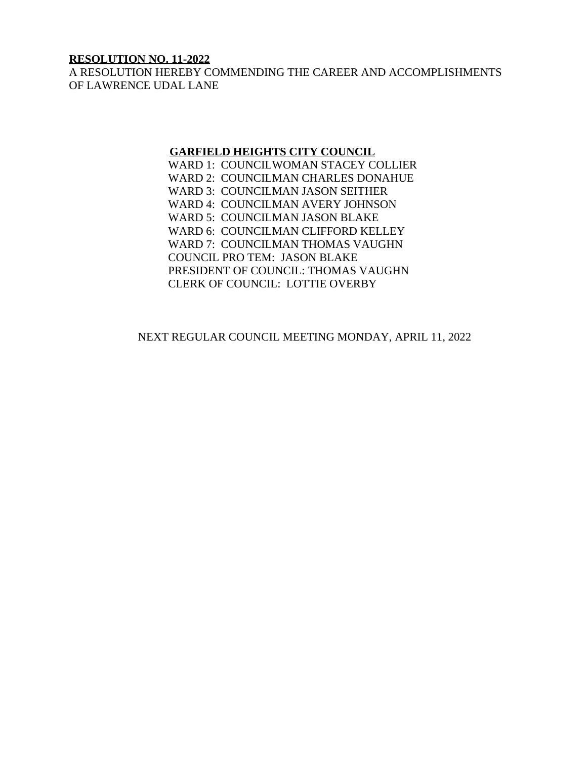**RESOLUTION NO. 11-2022**

A RESOLUTION HEREBY COMMENDING THE CAREER AND ACCOMPLISHMENTS OF LAWRENCE UDAL LANE

**GARFIELD HEIGHTS CITY COUNCIL**

WARD 1: COUNCILWOMAN STACEY COLLIER
WARD 2: COUNCILMAN CHARLES DONAHUE
WARD 3: COUNCILMAN JASON SEITHER
WARD 4: COUNCILMAN AVERY JOHNSON
WARD 5: COUNCILMAN JASON BLAKE
WARD 6: COUNCILMAN CLIFFORD KELLEY
WARD 7: COUNCILMAN THOMAS VAUGHN
COUNCIL PRO TEM: JASON BLAKE
PRESIDENT OF COUNCIL: THOMAS VAUGHN
CLERK OF COUNCIL: LOTTIE OVERBY

NEXT REGULAR COUNCIL MEETING MONDAY, APRIL 11, 2022